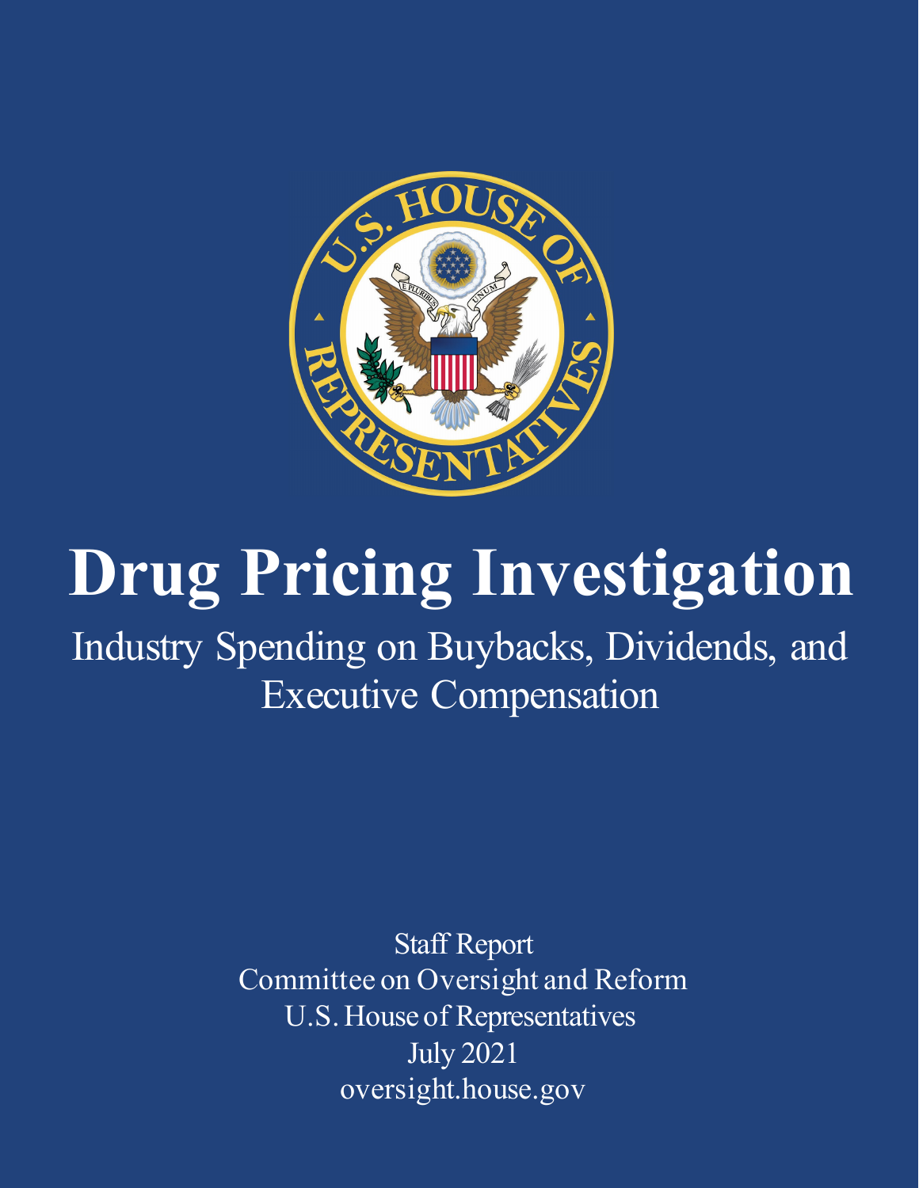# Drug Pricing Investigation

## Industry Spending on Buybacks, Dividends, and Executive Compensation

Staff Report
Committee on Oversight and Reform
U.S. House of Representatives
July 2021
oversight.house.gov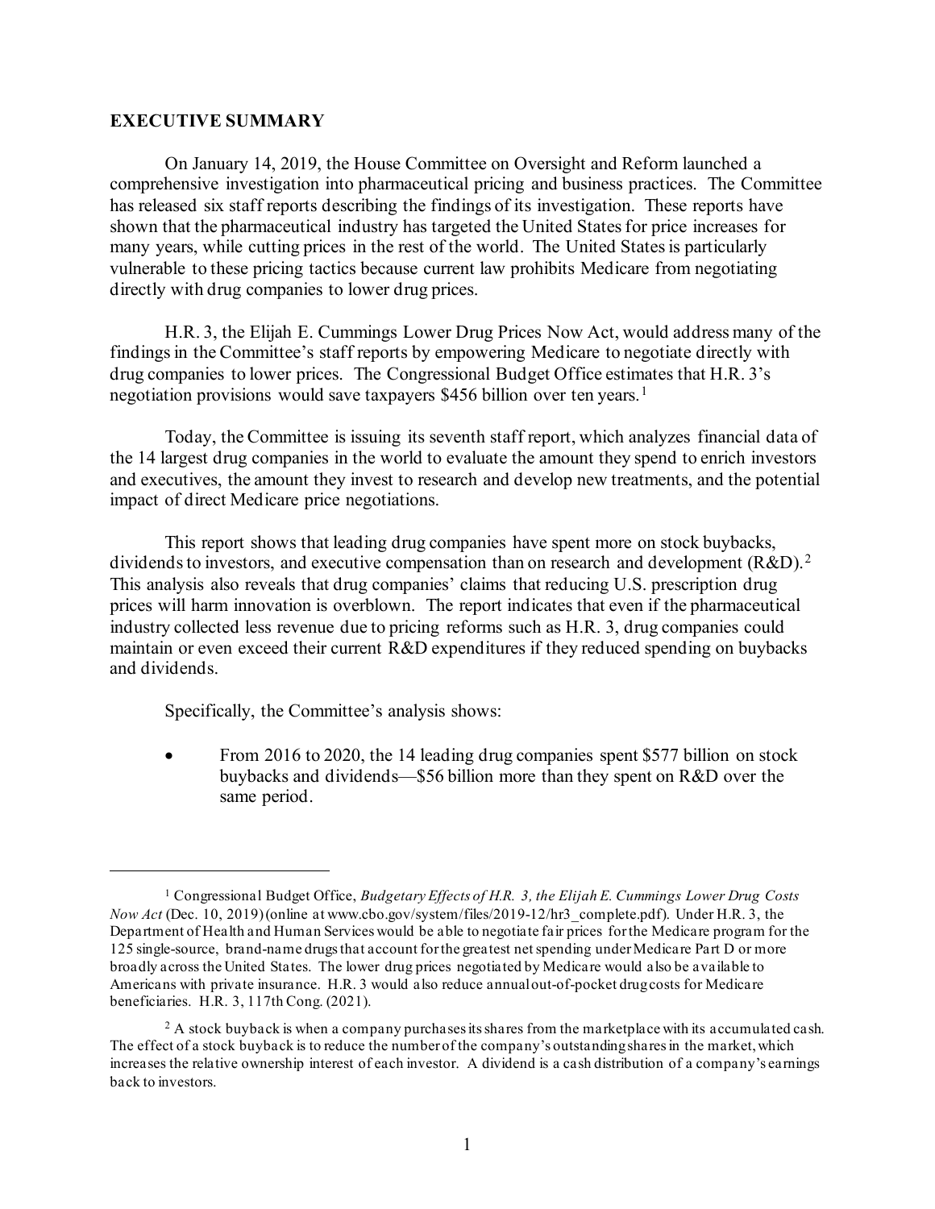**EXECUTIVE SUMMARY**

On January 14, 2019, the House Committee on Oversight and Reform launched a comprehensive investigation into pharmaceutical pricing and business practices. The Committee has released six staff reports describing the findings of its investigation. These reports have shown that the pharmaceutical industry has targeted the United States for price increases for many years, while cutting prices in the rest of the world. The United States is particularly vulnerable to these pricing tactics because current law prohibits Medicare from negotiating directly with drug companies to lower drug prices.

H.R. 3, the Elijah E. Cummings Lower Drug Prices Now Act, would address many of the findings in the Committee's staff reports by empowering Medicare to negotiate directly with drug companies to lower prices. The Congressional Budget Office estimates that H.R. 3's negotiation provisions would save taxpayers $456 billion over ten years.[1]

Today, the Committee is issuing its seventh staff report, which analyzes financial data of the 14 largest drug companies in the world to evaluate the amount they spend to enrich investors and executives, the amount they invest to research and develop new treatments, and the potential impact of direct Medicare price negotiations.

This report shows that leading drug companies have spent more on stock buybacks, dividends to investors, and executive compensation than on research and development (R&D).[2] This analysis also reveals that drug companies' claims that reducing U.S. prescription drug prices will harm innovation is overblown. The report indicates that even if the pharmaceutical industry collected less revenue due to pricing reforms such as H.R. 3, drug companies could maintain or even exceed their current R&D expenditures if they reduced spending on buybacks and dividends.

Specifically, the Committee's analysis shows:

- From 2016 to 2020, the 14 leading drug companies spent $577 billion on stock buybacks and dividends—$56 billion more than they spent on R&D over the same period.

---

[1] Congressional Budget Office, *Budgetary Effects of H.R. 3, the Elijah E. Cummings Lower Drug Costs Now Act* (Dec. 10, 2019) (online at www.cbo.gov/system/files/2019-12/hr3_complete.pdf). Under H.R. 3, the Department of Health and Human Services would be able to negotiate fair prices for the Medicare program for the 125 single-source, brand-name drugs that account for the greatest net spending under Medicare Part D or more broadly across the United States. The lower drug prices negotiated by Medicare would also be available to Americans with private insurance. H.R. 3 would also reduce annual out-of-pocket drug costs for Medicare beneficiaries. H.R. 3, 117th Cong. (2021).

[2] A stock buyback is when a company purchases its shares from the marketplace with its accumulated cash. The effect of a stock buyback is to reduce the number of the company's outstanding shares in the market, which increases the relative ownership interest of each investor. A dividend is a cash distribution of a company's earnings back to investors.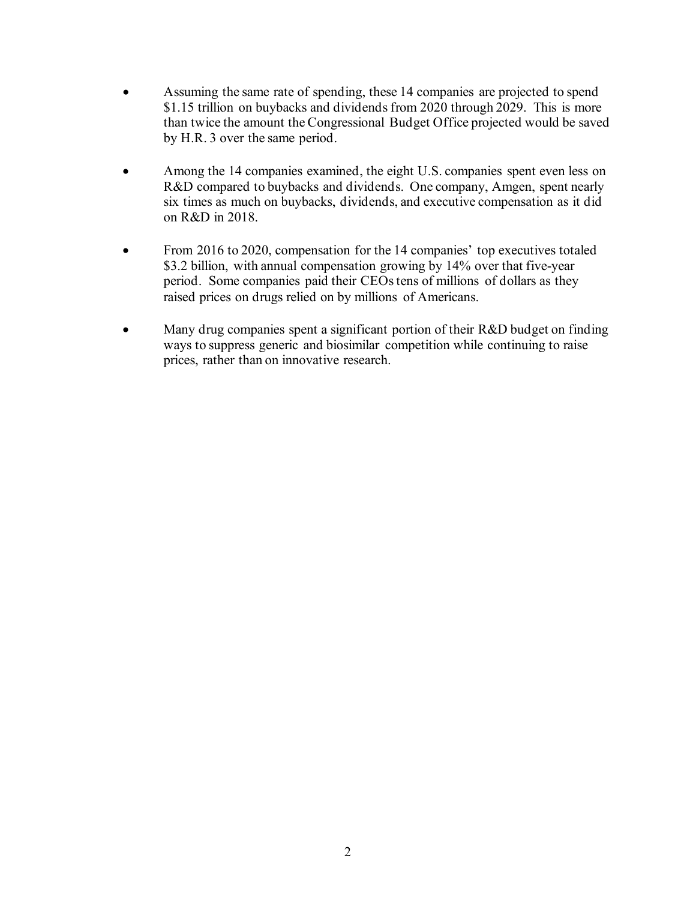- Assuming the same rate of spending, these 14 companies are projected to spend $1.15 trillion on buybacks and dividends from 2020 through 2029. This is more than twice the amount the Congressional Budget Office projected would be saved by H.R. 3 over the same period.

- Among the 14 companies examined, the eight U.S. companies spent even less on R&D compared to buybacks and dividends. One company, Amgen, spent nearly six times as much on buybacks, dividends, and executive compensation as it did on R&D in 2018.

- From 2016 to 2020, compensation for the 14 companies' top executives totaled $3.2 billion, with annual compensation growing by 14% over that five-year period. Some companies paid their CEOs tens of millions of dollars as they raised prices on drugs relied on by millions of Americans.

- Many drug companies spent a significant portion of their R&D budget on finding ways to suppress generic and biosimilar competition while continuing to raise prices, rather than on innovative research.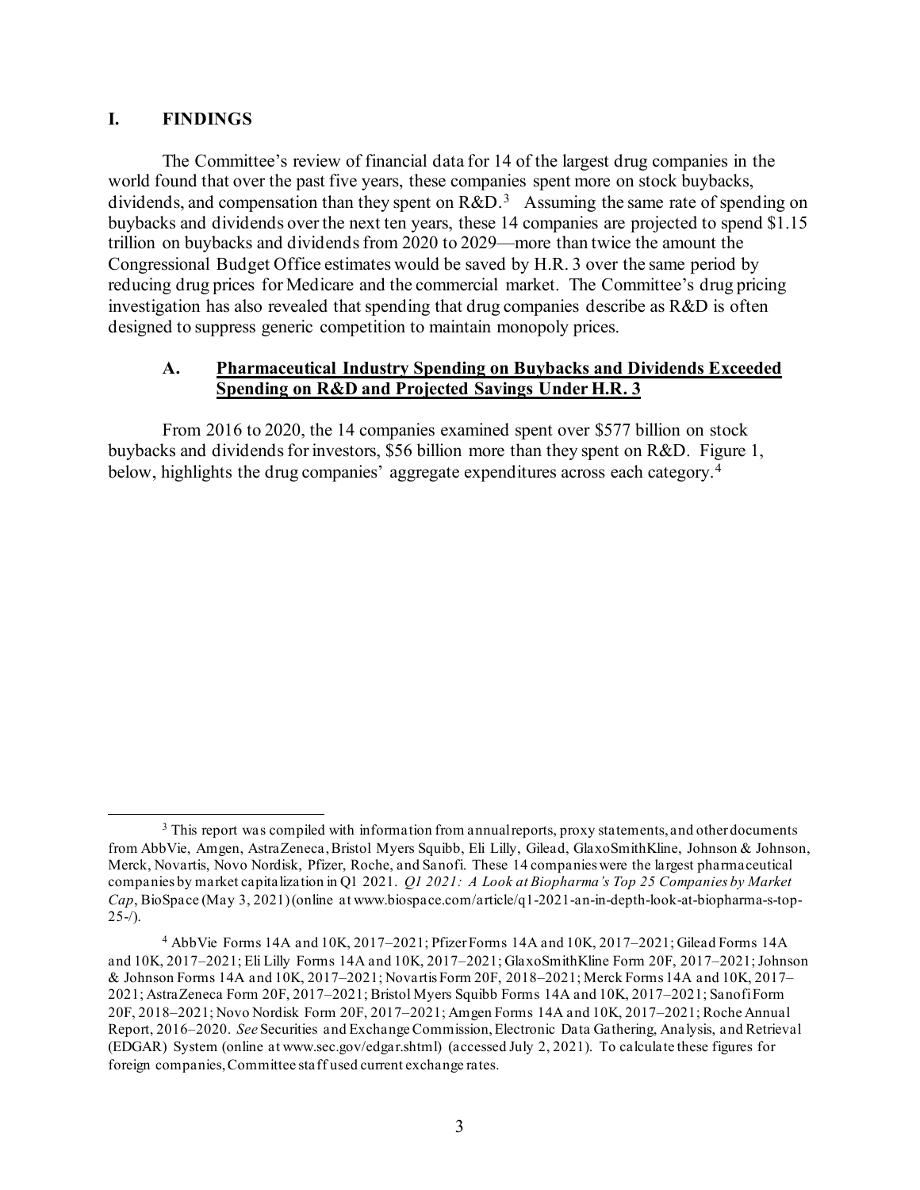## I. FINDINGS

The Committee's review of financial data for 14 of the largest drug companies in the world found that over the past five years, these companies spent more on stock buybacks, dividends, and compensation than they spent on R&D.[3] Assuming the same rate of spending on buybacks and dividends over the next ten years, these 14 companies are projected to spend $1.15 trillion on buybacks and dividends from 2020 to 2029—more than twice the amount the Congressional Budget Office estimates would be saved by H.R. 3 over the same period by reducing drug prices for Medicare and the commercial market. The Committee's drug pricing investigation has also revealed that spending that drug companies describe as R&D is often designed to suppress generic competition to maintain monopoly prices.

### A. Pharmaceutical Industry Spending on Buybacks and Dividends Exceeded Spending on R&D and Projected Savings Under H.R. 3

From 2016 to 2020, the 14 companies examined spent over $577 billion on stock buybacks and dividends for investors, $56 billion more than they spent on R&D. Figure 1, below, highlights the drug companies' aggregate expenditures across each category.[4]

---

[3] This report was compiled with information from annual reports, proxy statements, and other documents from AbbVie, Amgen, AstraZeneca, Bristol Myers Squibb, Eli Lilly, Gilead, GlaxoSmithKline, Johnson & Johnson, Merck, Novartis, Novo Nordisk, Pfizer, Roche, and Sanofi. These 14 companies were the largest pharmaceutical companies by market capitalization in Q1 2021. *Q1 2021: A Look at Biopharma's Top 25 Companies by Market Cap*, BioSpace (May 3, 2021) (online at www.biospace.com/article/q1-2021-an-in-depth-look-at-biopharma-s-top-25-/).

[4] AbbVie Forms 14A and 10K, 2017–2021; Pfizer Forms 14A and 10K, 2017–2021; Gilead Forms 14A and 10K, 2017–2021; Eli Lilly Forms 14A and 10K, 2017–2021; GlaxoSmithKline Form 20F, 2017–2021; Johnson & Johnson Forms 14A and 10K, 2017–2021; Novartis Form 20F, 2018–2021; Merck Forms 14A and 10K, 2017–2021; AstraZeneca Form 20F, 2017–2021; Bristol Myers Squibb Forms 14A and 10K, 2017–2021; Sanofi Form 20F, 2018–2021; Novo Nordisk Form 20F, 2017–2021; Amgen Forms 14A and 10K, 2017–2021; Roche Annual Report, 2016–2020. *See* Securities and Exchange Commission, Electronic Data Gathering, Analysis, and Retrieval (EDGAR) System (online at www.sec.gov/edgar.shtml) (accessed July 2, 2021). To calculate these figures for foreign companies, Committee staff used current exchange rates.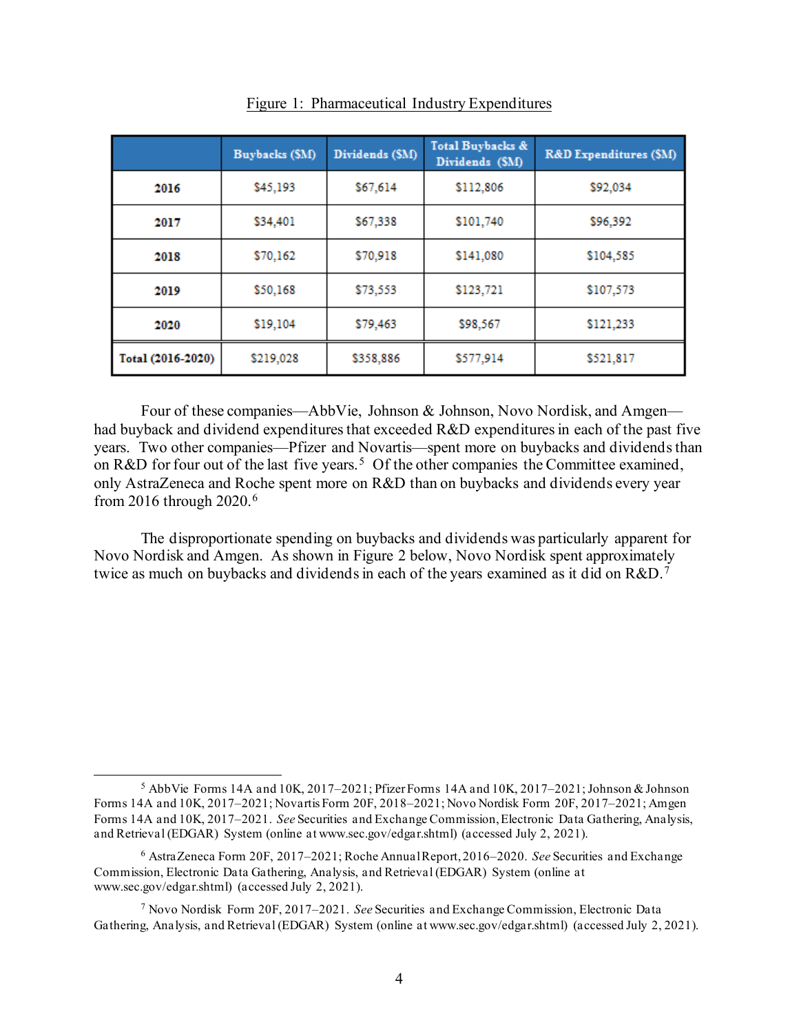Figure 1: Pharmaceutical Industry Expenditures

| | Buybacks ($M) | Dividends ($M) | Total Buybacks & Dividends ($M) | R&D Expenditures ($M) |
|---|---|---|---|---|
| **2016** | $45,193 | $67,614 | $112,806 | $92,034 |
| **2017** | $34,401 | $67,338 | $101,740 | $96,392 |
| **2018** | $70,162 | $70,918 | $141,080 | $104,585 |
| **2019** | $50,168 | $73,553 | $123,721 | $107,573 |
| **2020** | $19,104 | $79,463 | $98,567 | $121,233 |
| **Total (2016-2020)** | $219,028 | $358,886 | $577,914 | $521,817 |

Four of these companies—AbbVie, Johnson & Johnson, Novo Nordisk, and Amgen—had buyback and dividend expenditures that exceeded R&D expenditures in each of the past five years. Two other companies—Pfizer and Novartis—spent more on buybacks and dividends than on R&D for four out of the last five years.[5] Of the other companies the Committee examined, only AstraZeneca and Roche spent more on R&D than on buybacks and dividends every year from 2016 through 2020.[6]

The disproportionate spending on buybacks and dividends was particularly apparent for Novo Nordisk and Amgen. As shown in Figure 2 below, Novo Nordisk spent approximately twice as much on buybacks and dividends in each of the years examined as it did on R&D.[7]

[5] AbbVie Forms 14A and 10K, 2017–2021; Pfizer Forms 14A and 10K, 2017–2021; Johnson & Johnson Forms 14A and 10K, 2017–2021; Novartis Form 20F, 2018–2021; Novo Nordisk Form 20F, 2017–2021; Amgen Forms 14A and 10K, 2017–2021. *See* Securities and Exchange Commission, Electronic Data Gathering, Analysis, and Retrieval (EDGAR) System (online at www.sec.gov/edgar.shtml) (accessed July 2, 2021).

[6] AstraZeneca Form 20F, 2017–2021; Roche Annual Report, 2016–2020. *See* Securities and Exchange Commission, Electronic Data Gathering, Analysis, and Retrieval (EDGAR) System (online at www.sec.gov/edgar.shtml) (accessed July 2, 2021).

[7] Novo Nordisk Form 20F, 2017–2021. *See* Securities and Exchange Commission, Electronic Data Gathering, Analysis, and Retrieval (EDGAR) System (online at www.sec.gov/edgar.shtml) (accessed July 2, 2021).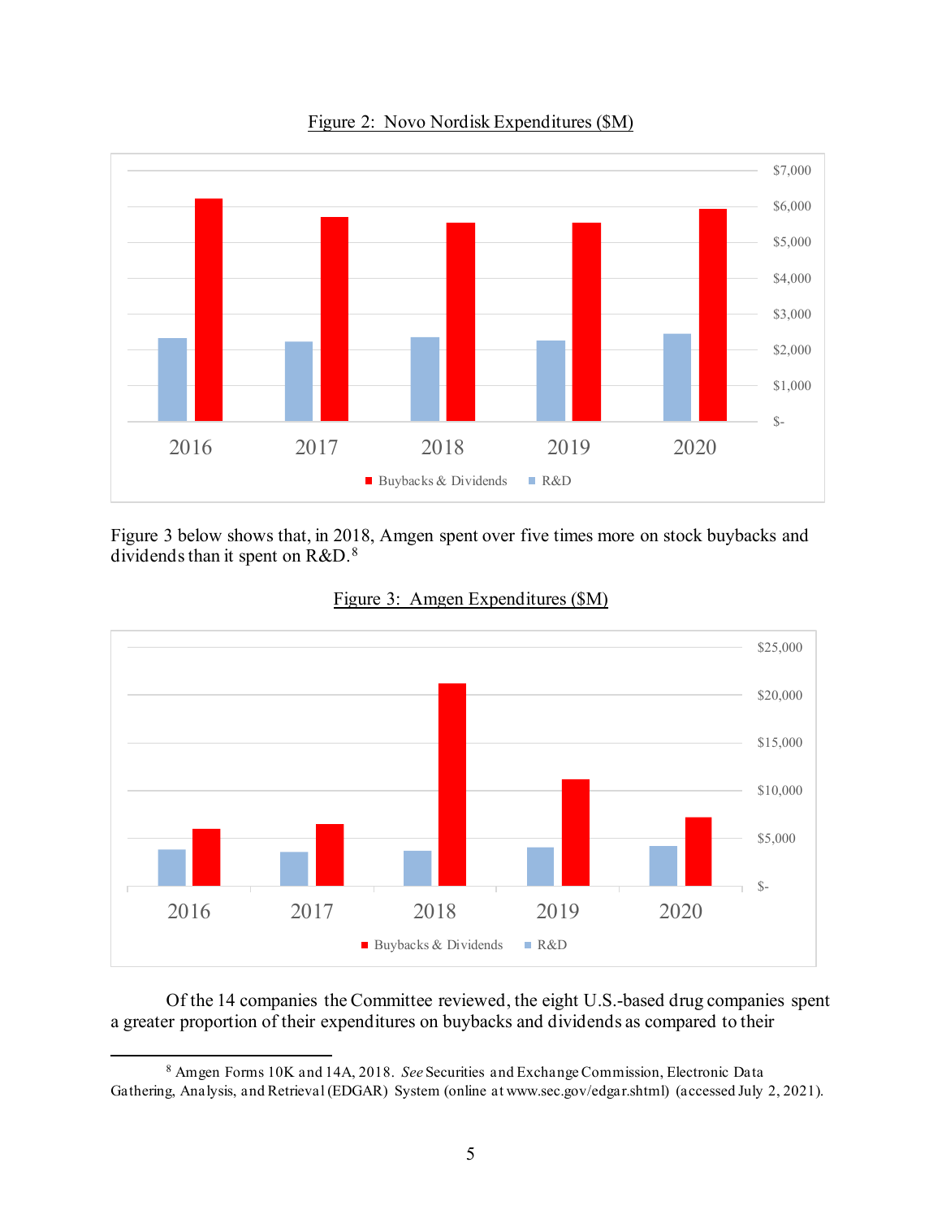Figure 2: Novo Nordisk Expenditures ($M)

Figure 3 below shows that, in 2018, Amgen spent over five times more on stock buybacks and dividends than it spent on R&D.[8]

Figure 3: Amgen Expenditures ($M)

Of the 14 companies the Committee reviewed, the eight U.S.-based drug companies spent a greater proportion of their expenditures on buybacks and dividends as compared to their

---

[8] Amgen Forms 10K and 14A, 2018. *See* Securities and Exchange Commission, Electronic Data Gathering, Analysis, and Retrieval (EDGAR) System (online at www.sec.gov/edgar.shtml) (accessed July 2, 2021).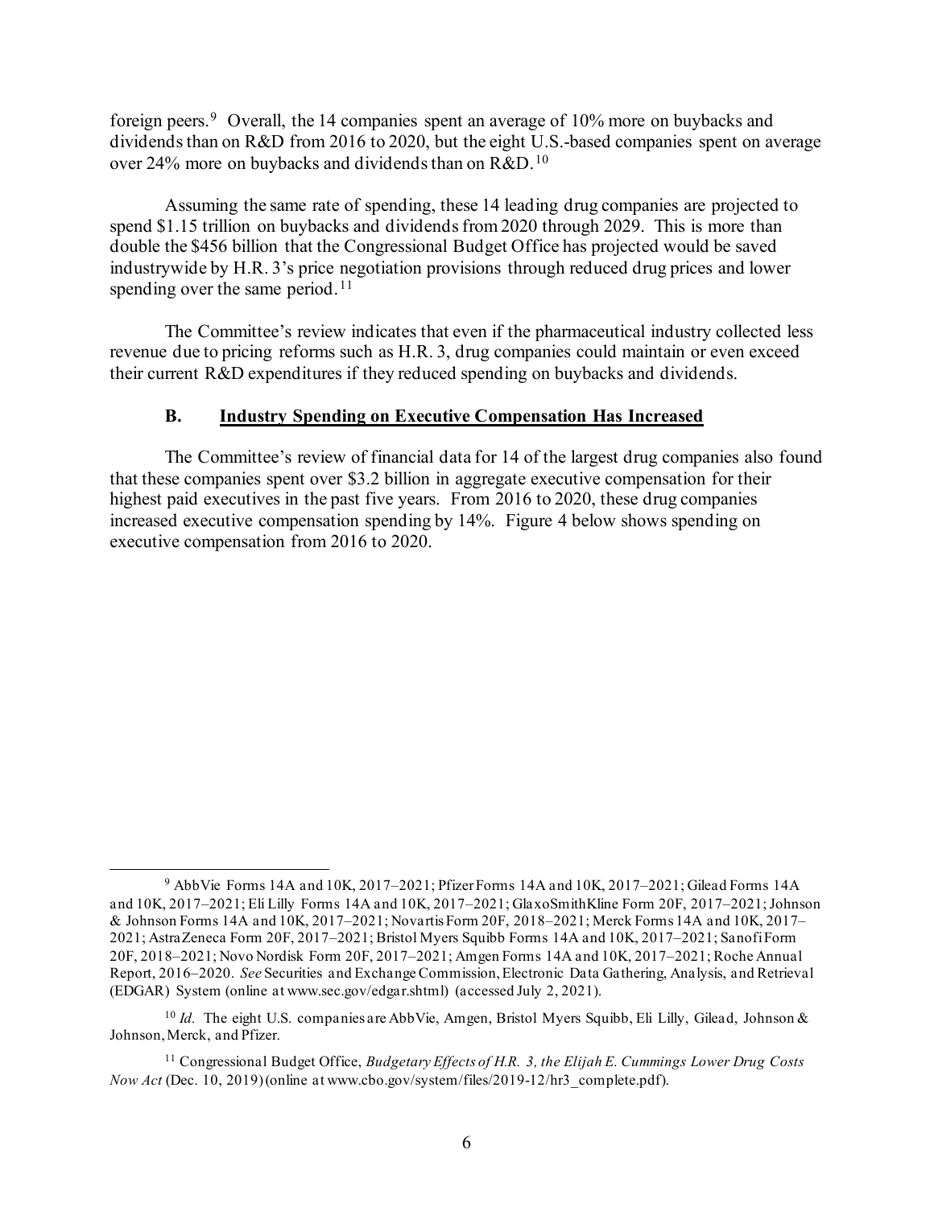foreign peers.[9] Overall, the 14 companies spent an average of 10% more on buybacks and dividends than on R&D from 2016 to 2020, but the eight U.S.-based companies spent on average over 24% more on buybacks and dividends than on R&D.[10]

Assuming the same rate of spending, these 14 leading drug companies are projected to spend $1.15 trillion on buybacks and dividends from 2020 through 2029. This is more than double the $456 billion that the Congressional Budget Office has projected would be saved industrywide by H.R. 3's price negotiation provisions through reduced drug prices and lower spending over the same period.[11]

The Committee's review indicates that even if the pharmaceutical industry collected less revenue due to pricing reforms such as H.R. 3, drug companies could maintain or even exceed their current R&D expenditures if they reduced spending on buybacks and dividends.

### B. Industry Spending on Executive Compensation Has Increased

The Committee's review of financial data for 14 of the largest drug companies also found that these companies spent over $3.2 billion in aggregate executive compensation for their highest paid executives in the past five years. From 2016 to 2020, these drug companies increased executive compensation spending by 14%. Figure 4 below shows spending on executive compensation from 2016 to 2020.

---

[9] AbbVie Forms 14A and 10K, 2017–2021; Pfizer Forms 14A and 10K, 2017–2021; Gilead Forms 14A and 10K, 2017–2021; Eli Lilly Forms 14A and 10K, 2017–2021; GlaxoSmithKline Form 20F, 2017–2021; Johnson & Johnson Forms 14A and 10K, 2017–2021; Novartis Form 20F, 2018–2021; Merck Forms 14A and 10K, 2017–2021; AstraZeneca Form 20F, 2017–2021; Bristol Myers Squibb Forms 14A and 10K, 2017–2021; Sanofi Form 20F, 2018–2021; Novo Nordisk Form 20F, 2017–2021; Amgen Forms 14A and 10K, 2017–2021; Roche Annual Report, 2016–2020. *See* Securities and Exchange Commission, Electronic Data Gathering, Analysis, and Retrieval (EDGAR) System (online at www.sec.gov/edgar.shtml) (accessed July 2, 2021).

[10] *Id.* The eight U.S. companies are AbbVie, Amgen, Bristol Myers Squibb, Eli Lilly, Gilead, Johnson & Johnson, Merck, and Pfizer.

[11] Congressional Budget Office, *Budgetary Effects of H.R. 3, the Elijah E. Cummings Lower Drug Costs Now Act* (Dec. 10, 2019) (online at www.cbo.gov/system/files/2019-12/hr3_complete.pdf).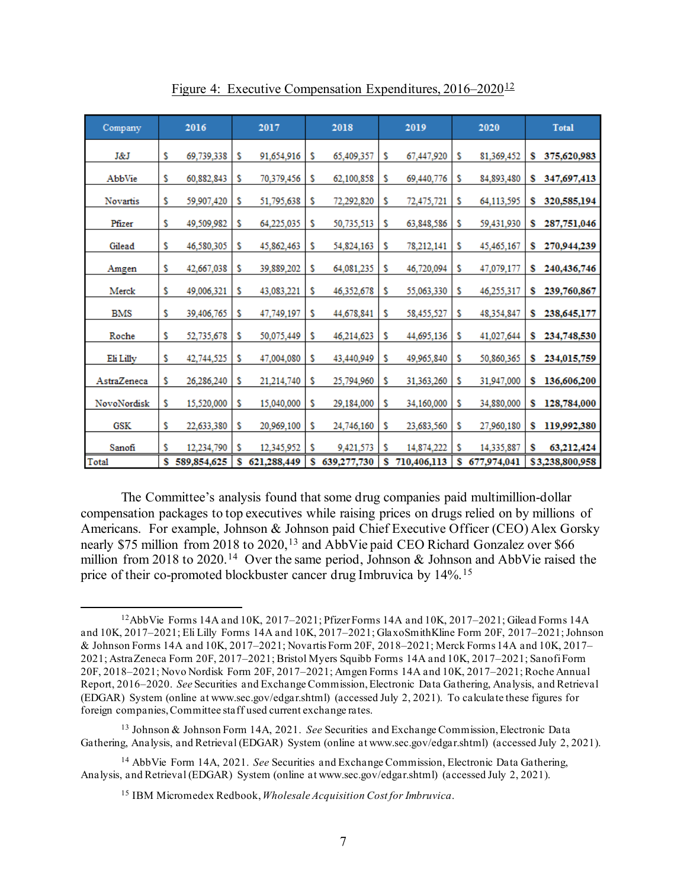Figure 4: Executive Compensation Expenditures, 2016–2020[12]

| Company | 2016 | 2017 | 2018 | 2019 | 2020 | Total |
|---|---|---|---|---|---|---|
| J&J | $ 69,739,338 | $ 91,654,916 | $ 65,409,357 | $ 67,447,920 | $ 81,369,452 | **$ 375,620,983** |
| AbbVie | $ 60,882,843 | $ 70,379,456 | $ 62,100,858 | $ 69,440,776 | $ 84,893,480 | **$ 347,697,413** |
| Novartis | $ 59,907,420 | $ 51,795,638 | $ 72,292,820 | $ 72,475,721 | $ 64,113,595 | **$ 320,585,194** |
| Pfizer | $ 49,509,982 | $ 64,225,035 | $ 50,735,513 | $ 63,848,586 | $ 59,431,930 | **$ 287,751,046** |
| Gilead | $ 46,580,305 | $ 45,862,463 | $ 54,824,163 | $ 78,212,141 | $ 45,465,167 | **$ 270,944,239** |
| Amgen | $ 42,667,038 | $ 39,889,202 | $ 64,081,235 | $ 46,720,094 | $ 47,079,177 | **$ 240,436,746** |
| Merck | $ 49,006,321 | $ 43,083,221 | $ 46,352,678 | $ 55,063,330 | $ 46,255,317 | **$ 239,760,867** |
| BMS | $ 39,406,765 | $ 47,749,197 | $ 44,678,841 | $ 58,455,527 | $ 48,354,847 | **$ 238,645,177** |
| Roche | $ 52,735,678 | $ 50,075,449 | $ 46,214,623 | $ 44,695,136 | $ 41,027,644 | **$ 234,748,530** |
| Eli Lilly | $ 42,744,525 | $ 47,004,080 | $ 43,440,949 | $ 49,965,840 | $ 50,860,365 | **$ 234,015,759** |
| AstraZeneca | $ 26,286,240 | $ 21,214,740 | $ 25,794,960 | $ 31,363,260 | $ 31,947,000 | **$ 136,606,200** |
| NovoNordisk | $ 15,520,000 | $ 15,040,000 | $ 29,184,000 | $ 34,160,000 | $ 34,880,000 | **$ 128,784,000** |
| GSK | $ 22,633,380 | $ 20,969,100 | $ 24,746,160 | $ 23,683,560 | $ 27,960,180 | **$ 119,992,380** |
| Sanofi | $ 12,234,790 | $ 12,345,952 | $ 9,421,573 | $ 14,874,222 | $ 14,335,887 | **$ 63,212,424** |
| Total | **$ 589,854,625** | **$ 621,288,449** | **$ 639,277,730** | **$ 710,406,113** | **$ 677,974,041** | **$3,238,800,958** |

The Committee's analysis found that some drug companies paid multimillion-dollar compensation packages to top executives while raising prices on drugs relied on by millions of Americans. For example, Johnson & Johnson paid Chief Executive Officer (CEO) Alex Gorsky nearly $75 million from 2018 to 2020,[13] and AbbVie paid CEO Richard Gonzalez over $66 million from 2018 to 2020.[14] Over the same period, Johnson & Johnson and AbbVie raised the price of their co-promoted blockbuster cancer drug Imbruvica by 14%.[15]

---

[12] AbbVie Forms 14A and 10K, 2017–2021; Pfizer Forms 14A and 10K, 2017–2021; Gilead Forms 14A and 10K, 2017–2021; Eli Lilly Forms 14A and 10K, 2017–2021; GlaxoSmithKline Form 20F, 2017–2021; Johnson & Johnson Forms 14A and 10K, 2017–2021; Novartis Form 20F, 2018–2021; Merck Forms 14A and 10K, 2017–2021; AstraZeneca Form 20F, 2017–2021; Bristol Myers Squibb Forms 14A and 10K, 2017–2021; Sanofi Form 20F, 2018–2021; Novo Nordisk Form 20F, 2017–2021; Amgen Forms 14A and 10K, 2017–2021; Roche Annual Report, 2016–2020. *See* Securities and Exchange Commission, Electronic Data Gathering, Analysis, and Retrieval (EDGAR) System (online at www.sec.gov/edgar.shtml) (accessed July 2, 2021). To calculate these figures for foreign companies, Committee staff used current exchange rates.

[13] Johnson & Johnson Form 14A, 2021. *See* Securities and Exchange Commission, Electronic Data Gathering, Analysis, and Retrieval (EDGAR) System (online at www.sec.gov/edgar.shtml) (accessed July 2, 2021).

[14] AbbVie Form 14A, 2021. *See* Securities and Exchange Commission, Electronic Data Gathering, Analysis, and Retrieval (EDGAR) System (online at www.sec.gov/edgar.shtml) (accessed July 2, 2021).

[15] IBM Micromedex Redbook, *Wholesale Acquisition Cost for Imbruvica*.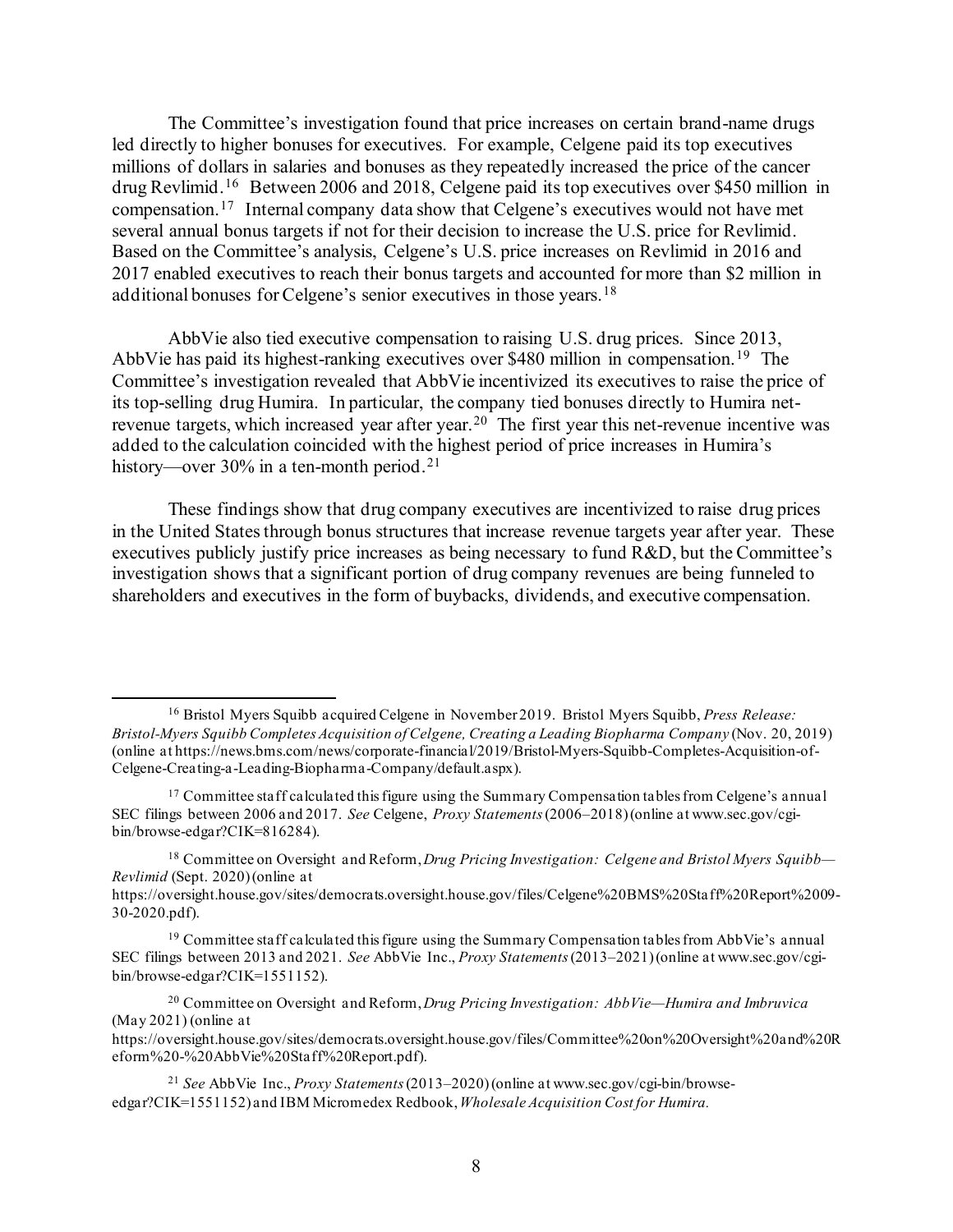The Committee's investigation found that price increases on certain brand-name drugs led directly to higher bonuses for executives. For example, Celgene paid its top executives millions of dollars in salaries and bonuses as they repeatedly increased the price of the cancer drug Revlimid.[16] Between 2006 and 2018, Celgene paid its top executives over $450 million in compensation.[17] Internal company data show that Celgene's executives would not have met several annual bonus targets if not for their decision to increase the U.S. price for Revlimid. Based on the Committee's analysis, Celgene's U.S. price increases on Revlimid in 2016 and 2017 enabled executives to reach their bonus targets and accounted for more than $2 million in additional bonuses for Celgene's senior executives in those years.[18]

AbbVie also tied executive compensation to raising U.S. drug prices. Since 2013, AbbVie has paid its highest-ranking executives over $480 million in compensation.[19] The Committee's investigation revealed that AbbVie incentivized its executives to raise the price of its top-selling drug Humira. In particular, the company tied bonuses directly to Humira net-revenue targets, which increased year after year.[20] The first year this net-revenue incentive was added to the calculation coincided with the highest period of price increases in Humira's history—over 30% in a ten-month period.[21]

These findings show that drug company executives are incentivized to raise drug prices in the United States through bonus structures that increase revenue targets year after year. These executives publicly justify price increases as being necessary to fund R&D, but the Committee's investigation shows that a significant portion of drug company revenues are being funneled to shareholders and executives in the form of buybacks, dividends, and executive compensation.

---

[16] Bristol Myers Squibb acquired Celgene in November 2019. Bristol Myers Squibb, *Press Release: Bristol-Myers Squibb Completes Acquisition of Celgene, Creating a Leading Biopharma Company* (Nov. 20, 2019) (online at https://news.bms.com/news/corporate-financial/2019/Bristol-Myers-Squibb-Completes-Acquisition-of-Celgene-Creating-a-Leading-Biopharma-Company/default.aspx).

[17] Committee staff calculated this figure using the Summary Compensation tables from Celgene's annual SEC filings between 2006 and 2017. *See* Celgene, *Proxy Statements* (2006–2018) (online at www.sec.gov/cgi-bin/browse-edgar?CIK=816284).

[18] Committee on Oversight and Reform, *Drug Pricing Investigation: Celgene and Bristol Myers Squibb—Revlimid* (Sept. 2020) (online at https://oversight.house.gov/sites/democrats.oversight.house.gov/files/Celgene%20BMS%20Staff%20Report%2009-30-2020.pdf).

[19] Committee staff calculated this figure using the Summary Compensation tables from AbbVie's annual SEC filings between 2013 and 2021. *See* AbbVie Inc., *Proxy Statements* (2013–2021) (online at www.sec.gov/cgi-bin/browse-edgar?CIK=1551152).

[20] Committee on Oversight and Reform, *Drug Pricing Investigation: AbbVie—Humira and Imbruvica* (May 2021) (online at https://oversight.house.gov/sites/democrats.oversight.house.gov/files/Committee%20on%20Oversight%20and%20Reform%20-%20AbbVie%20Staff%20Report.pdf).

[21] *See* AbbVie Inc., *Proxy Statements* (2013–2020) (online at www.sec.gov/cgi-bin/browse-edgar?CIK=1551152) and IBM Micromedex Redbook, *Wholesale Acquisition Cost for Humira.*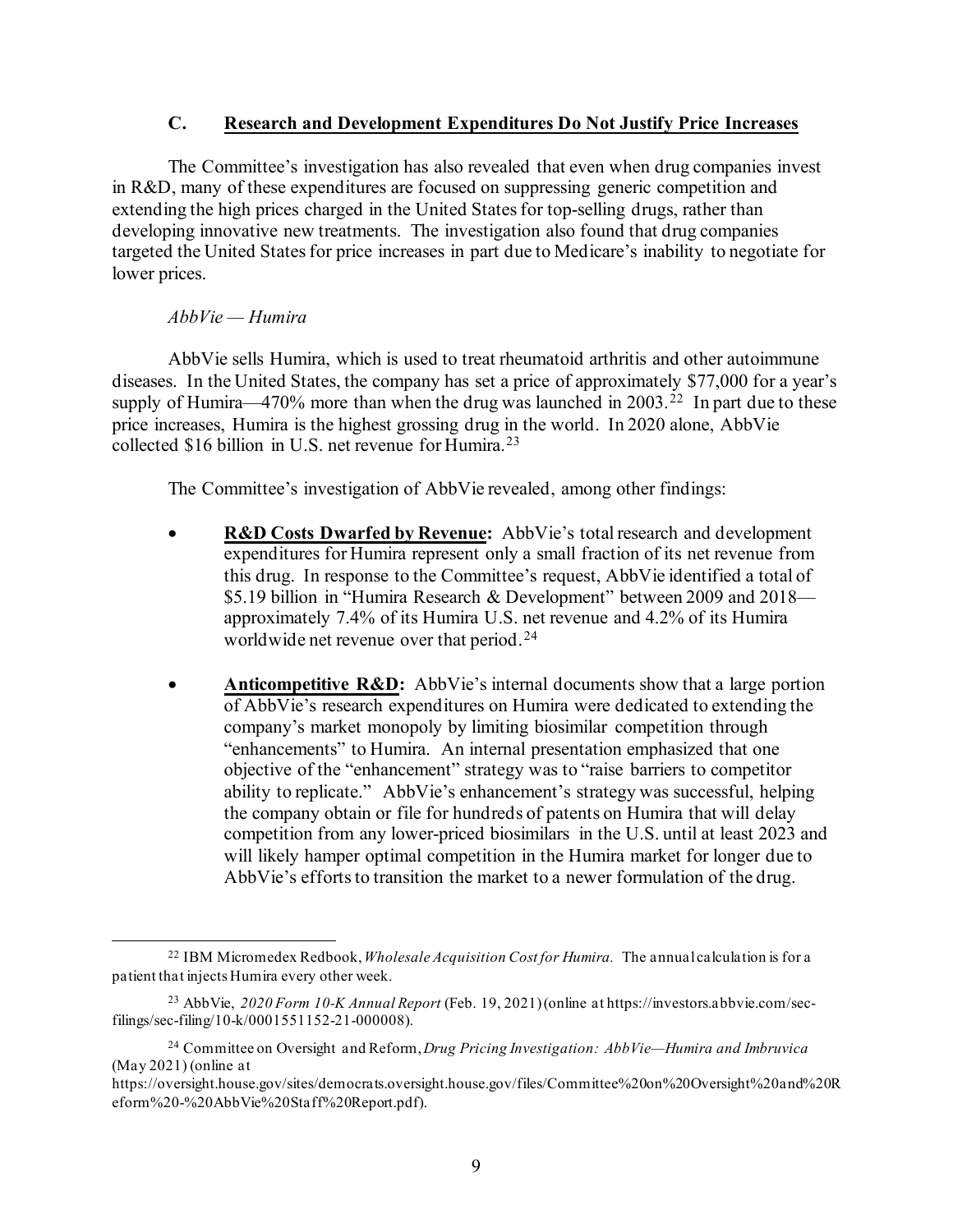### C. Research and Development Expenditures Do Not Justify Price Increases

The Committee's investigation has also revealed that even when drug companies invest in R&D, many of these expenditures are focused on suppressing generic competition and extending the high prices charged in the United States for top-selling drugs, rather than developing innovative new treatments. The investigation also found that drug companies targeted the United States for price increases in part due to Medicare's inability to negotiate for lower prices.

*AbbVie — Humira*

AbbVie sells Humira, which is used to treat rheumatoid arthritis and other autoimmune diseases. In the United States, the company has set a price of approximately $77,000 for a year's supply of Humira—470% more than when the drug was launched in 2003.[22] In part due to these price increases, Humira is the highest grossing drug in the world. In 2020 alone, AbbVie collected $16 billion in U.S. net revenue for Humira.[23]

The Committee's investigation of AbbVie revealed, among other findings:

- **R&D Costs Dwarfed by Revenue:** AbbVie's total research and development expenditures for Humira represent only a small fraction of its net revenue from this drug. In response to the Committee's request, AbbVie identified a total of $5.19 billion in "Humira Research & Development" between 2009 and 2018—approximately 7.4% of its Humira U.S. net revenue and 4.2% of its Humira worldwide net revenue over that period.[24]

- **Anticompetitive R&D:** AbbVie's internal documents show that a large portion of AbbVie's research expenditures on Humira were dedicated to extending the company's market monopoly by limiting biosimilar competition through "enhancements" to Humira. An internal presentation emphasized that one objective of the "enhancement" strategy was to "raise barriers to competitor ability to replicate." AbbVie's enhancement's strategy was successful, helping the company obtain or file for hundreds of patents on Humira that will delay competition from any lower-priced biosimilars in the U.S. until at least 2023 and will likely hamper optimal competition in the Humira market for longer due to AbbVie's efforts to transition the market to a newer formulation of the drug.

---

[22] IBM Micromedex Redbook, *Wholesale Acquisition Cost for Humira*. The annual calculation is for a patient that injects Humira every other week.

[23] AbbVie, *2020 Form 10-K Annual Report* (Feb. 19, 2021) (online at https://investors.abbvie.com/sec-filings/sec-filing/10-k/0001551152-21-000008).

[24] Committee on Oversight and Reform, *Drug Pricing Investigation: AbbVie—Humira and Imbruvica* (May 2021) (online at https://oversight.house.gov/sites/democrats.oversight.house.gov/files/Committee%20on%20Oversight%20and%20Reform%20-%20AbbVie%20Staff%20Report.pdf).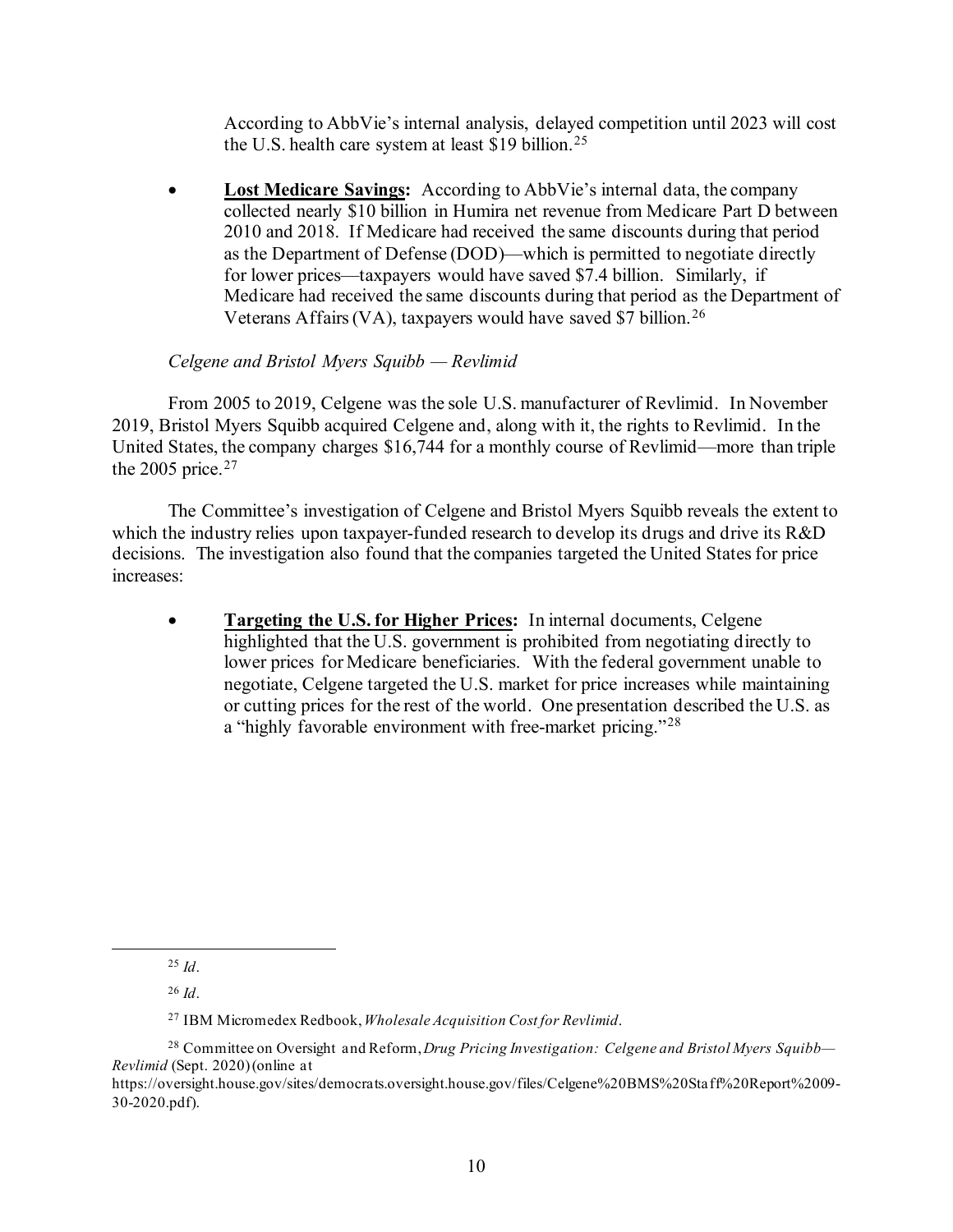According to AbbVie's internal analysis, delayed competition until 2023 will cost the U.S. health care system at least $19 billion.[25]

- **Lost Medicare Savings:** According to AbbVie's internal data, the company collected nearly $10 billion in Humira net revenue from Medicare Part D between 2010 and 2018. If Medicare had received the same discounts during that period as the Department of Defense (DOD)—which is permitted to negotiate directly for lower prices—taxpayers would have saved $7.4 billion. Similarly, if Medicare had received the same discounts during that period as the Department of Veterans Affairs (VA), taxpayers would have saved $7 billion.[26]

*Celgene and Bristol Myers Squibb — Revlimid*

From 2005 to 2019, Celgene was the sole U.S. manufacturer of Revlimid. In November 2019, Bristol Myers Squibb acquired Celgene and, along with it, the rights to Revlimid. In the United States, the company charges $16,744 for a monthly course of Revlimid—more than triple the 2005 price.[27]

The Committee's investigation of Celgene and Bristol Myers Squibb reveals the extent to which the industry relies upon taxpayer-funded research to develop its drugs and drive its R&D decisions. The investigation also found that the companies targeted the United States for price increases:

- **Targeting the U.S. for Higher Prices:** In internal documents, Celgene highlighted that the U.S. government is prohibited from negotiating directly to lower prices for Medicare beneficiaries. With the federal government unable to negotiate, Celgene targeted the U.S. market for price increases while maintaining or cutting prices for the rest of the world. One presentation described the U.S. as a "highly favorable environment with free-market pricing."[28]

---

[25] *Id*.

[26] *Id*.

[27] IBM Micromedex Redbook, *Wholesale Acquisition Cost for Revlimid*.

[28] Committee on Oversight and Reform, *Drug Pricing Investigation: Celgene and Bristol Myers Squibb—Revlimid* (Sept. 2020) (online at https://oversight.house.gov/sites/democrats.oversight.house.gov/files/Celgene%20BMS%20Staff%20Report%2009-30-2020.pdf).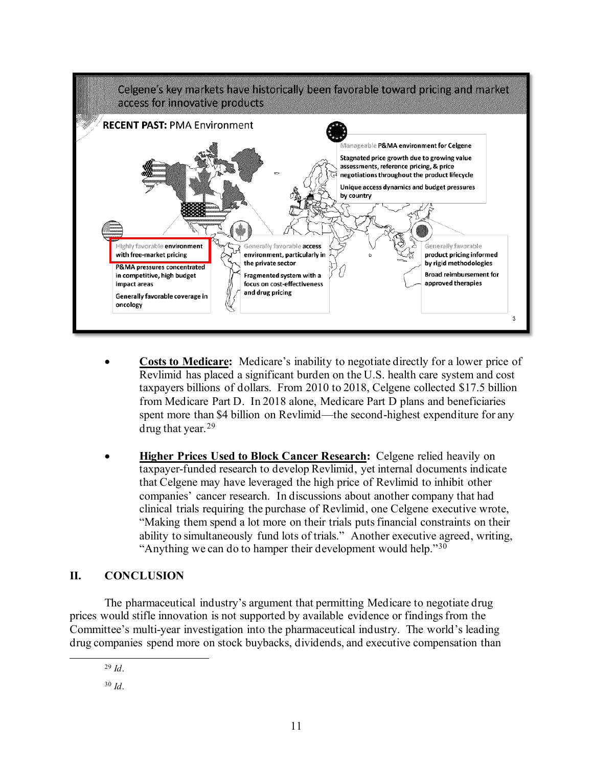Celgene's key markets have historically been favorable toward pricing and market access for innovative products

**RECENT PAST:** PMA Environment

Highly favorable environment with free-market pricing

P&MA pressures concentrated in competitive, high budget impact areas

Generally favorable coverage in oncology

Generally favorable access environment, particularly in the private sector

Fragmented system with a focus on cost-effectiveness and drug pricing

Manageable P&MA environment for Celgene

Stagnated price growth due to growing value assessments, reference pricing, & price negotiations throughout the product lifecycle

Unique access dynamics and budget pressures by country

Generally favorable product pricing informed by rigid methodologies

Broad reimbursement for approved therapies

- **Costs to Medicare:** Medicare's inability to negotiate directly for a lower price of Revlimid has placed a significant burden on the U.S. health care system and cost taxpayers billions of dollars. From 2010 to 2018, Celgene collected \$17.5 billion from Medicare Part D. In 2018 alone, Medicare Part D plans and beneficiaries spent more than \$4 billion on Revlimid—the second-highest expenditure for any drug that year.[29]

- **Higher Prices Used to Block Cancer Research:** Celgene relied heavily on taxpayer-funded research to develop Revlimid, yet internal documents indicate that Celgene may have leveraged the high price of Revlimid to inhibit other companies' cancer research. In discussions about another company that had clinical trials requiring the purchase of Revlimid, one Celgene executive wrote, "Making them spend a lot more on their trials puts financial constraints on their ability to simultaneously fund lots of trials." Another executive agreed, writing, "Anything we can do to hamper their development would help."[30]

## II. CONCLUSION

The pharmaceutical industry's argument that permitting Medicare to negotiate drug prices would stifle innovation is not supported by available evidence or findings from the Committee's multi-year investigation into the pharmaceutical industry. The world's leading drug companies spend more on stock buybacks, dividends, and executive compensation than

---

[29] *Id*.

[30] *Id*.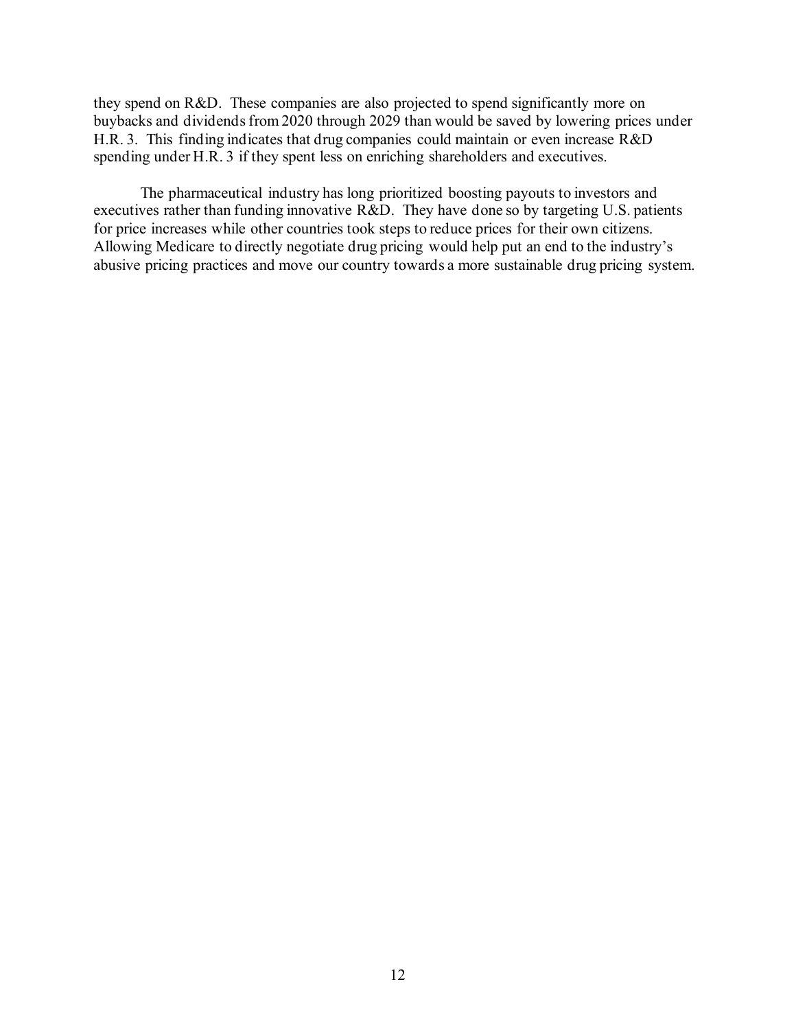they spend on R&D. These companies are also projected to spend significantly more on buybacks and dividends from 2020 through 2029 than would be saved by lowering prices under H.R. 3. This finding indicates that drug companies could maintain or even increase R&D spending under H.R. 3 if they spent less on enriching shareholders and executives.

The pharmaceutical industry has long prioritized boosting payouts to investors and executives rather than funding innovative R&D. They have done so by targeting U.S. patients for price increases while other countries took steps to reduce prices for their own citizens. Allowing Medicare to directly negotiate drug pricing would help put an end to the industry's abusive pricing practices and move our country towards a more sustainable drug pricing system.